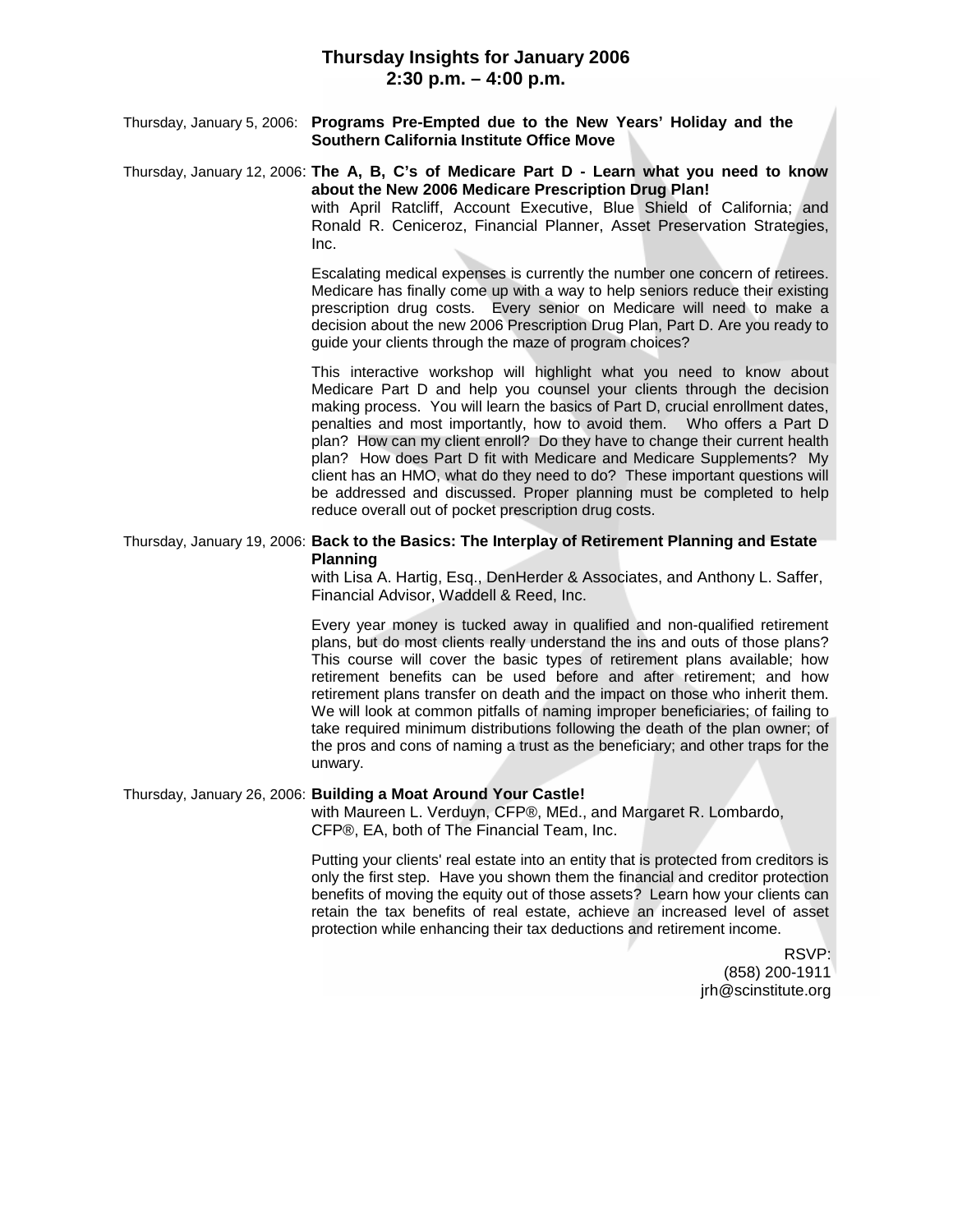# Thursday Insights for January 2006
## 2:30 p.m. – 4:00 p.m.

Thursday, January 5, 2006: **Programs Pre-Empted due to the New Years' Holiday and the Southern California Institute Office Move**

Thursday, January 12, 2006: **The A, B, C's of Medicare Part D - Learn what you need to know about the New 2006 Medicare Prescription Drug Plan!**
with April Ratcliff, Account Executive, Blue Shield of California; and Ronald R. Ceniceroz, Financial Planner, Asset Preservation Strategies, Inc.

Escalating medical expenses is currently the number one concern of retirees. Medicare has finally come up with a way to help seniors reduce their existing prescription drug costs. Every senior on Medicare will need to make a decision about the new 2006 Prescription Drug Plan, Part D. Are you ready to guide your clients through the maze of program choices?

This interactive workshop will highlight what you need to know about Medicare Part D and help you counsel your clients through the decision making process. You will learn the basics of Part D, crucial enrollment dates, penalties and most importantly, how to avoid them. Who offers a Part D plan? How can my client enroll? Do they have to change their current health plan? How does Part D fit with Medicare and Medicare Supplements? My client has an HMO, what do they need to do? These important questions will be addressed and discussed. Proper planning must be completed to help reduce overall out of pocket prescription drug costs.

Thursday, January 19, 2006: **Back to the Basics: The Interplay of Retirement Planning and Estate Planning**
with Lisa A. Hartig, Esq., DenHerder & Associates, and Anthony L. Saffer, Financial Advisor, Waddell & Reed, Inc.

Every year money is tucked away in qualified and non-qualified retirement plans, but do most clients really understand the ins and outs of those plans? This course will cover the basic types of retirement plans available; how retirement benefits can be used before and after retirement; and how retirement plans transfer on death and the impact on those who inherit them. We will look at common pitfalls of naming improper beneficiaries; of failing to take required minimum distributions following the death of the plan owner; of the pros and cons of naming a trust as the beneficiary; and other traps for the unwary.

Thursday, January 26, 2006: **Building a Moat Around Your Castle!**
with Maureen L. Verduyn, CFP®, MEd., and Margaret R. Lombardo, CFP®, EA, both of The Financial Team, Inc.

Putting your clients' real estate into an entity that is protected from creditors is only the first step. Have you shown them the financial and creditor protection benefits of moving the equity out of those assets? Learn how your clients can retain the tax benefits of real estate, achieve an increased level of asset protection while enhancing their tax deductions and retirement income.

RSVP:
(858) 200-1911
jrh@scinstitute.org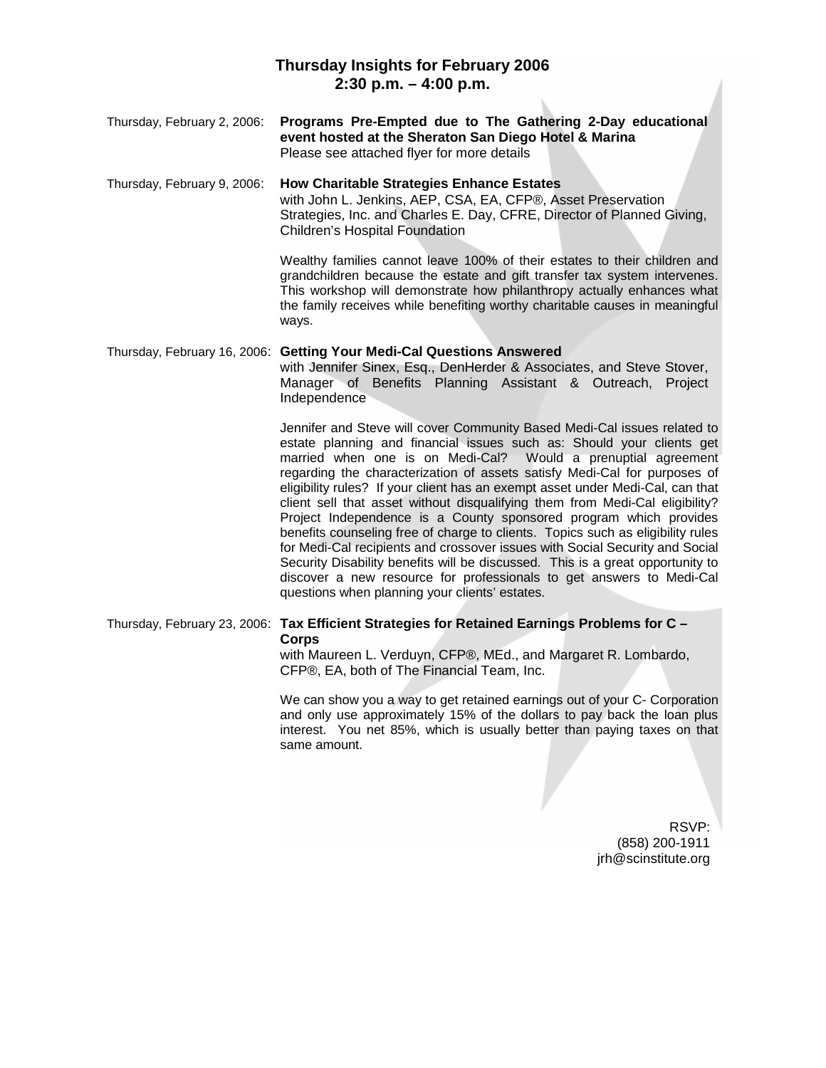## Thursday Insights for February 2006
### 2:30 p.m. – 4:00 p.m.

Thursday, February 2, 2006: **Programs Pre-Empted due to The Gathering 2-Day educational event hosted at the Sheraton San Diego Hotel & Marina**
Please see attached flyer for more details

Thursday, February 9, 2006: **How Charitable Strategies Enhance Estates**
with John L. Jenkins, AEP, CSA, EA, CFP®, Asset Preservation Strategies, Inc. and Charles E. Day, CFRE, Director of Planned Giving, Children's Hospital Foundation

Wealthy families cannot leave 100% of their estates to their children and grandchildren because the estate and gift transfer tax system intervenes. This workshop will demonstrate how philanthropy actually enhances what the family receives while benefiting worthy charitable causes in meaningful ways.

Thursday, February 16, 2006: **Getting Your Medi-Cal Questions Answered**
with Jennifer Sinex, Esq., DenHerder & Associates, and Steve Stover, Manager of Benefits Planning Assistant & Outreach, Project Independence

Jennifer and Steve will cover Community Based Medi-Cal issues related to estate planning and financial issues such as: Should your clients get married when one is on Medi-Cal? Would a prenuptial agreement regarding the characterization of assets satisfy Medi-Cal for purposes of eligibility rules? If your client has an exempt asset under Medi-Cal, can that client sell that asset without disqualifying them from Medi-Cal eligibility? Project Independence is a County sponsored program which provides benefits counseling free of charge to clients. Topics such as eligibility rules for Medi-Cal recipients and crossover issues with Social Security and Social Security Disability benefits will be discussed. This is a great opportunity to discover a new resource for professionals to get answers to Medi-Cal questions when planning your clients' estates.

Thursday, February 23, 2006: **Tax Efficient Strategies for Retained Earnings Problems for C – Corps**
with Maureen L. Verduyn, CFP®, MEd., and Margaret R. Lombardo, CFP®, EA, both of The Financial Team, Inc.

We can show you a way to get retained earnings out of your C- Corporation and only use approximately 15% of the dollars to pay back the loan plus interest. You net 85%, which is usually better than paying taxes on that same amount.

RSVP:
(858) 200-1911
jrh@scinstitute.org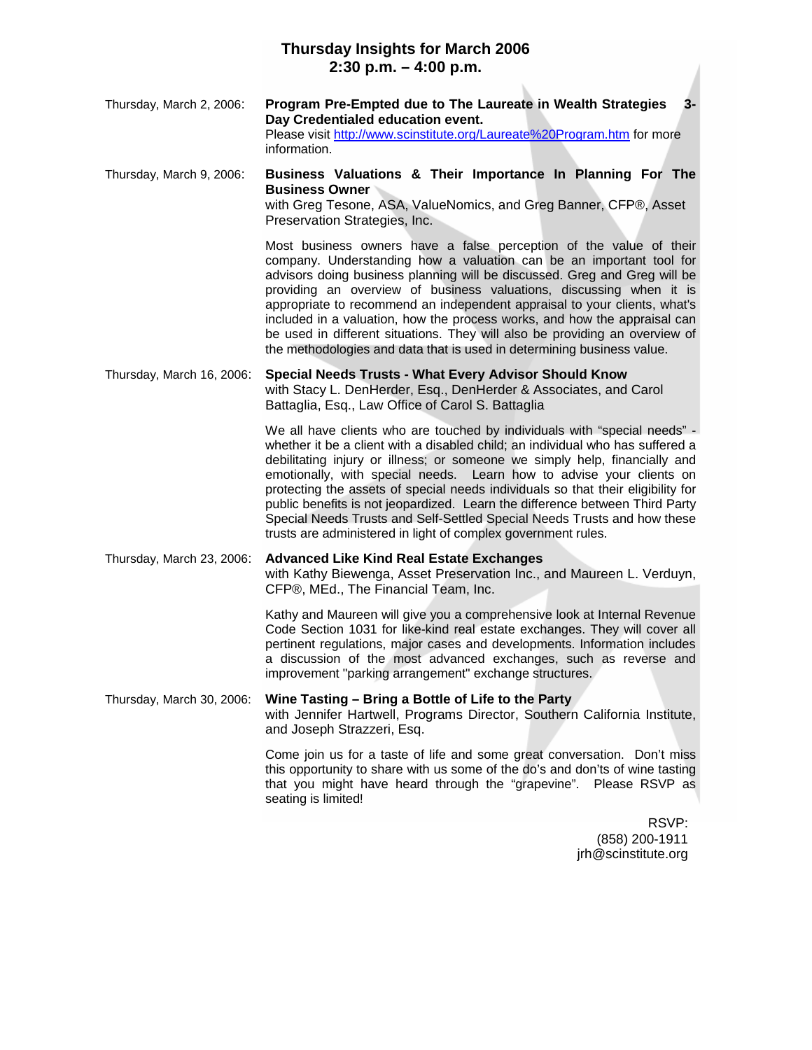# Thursday Insights for March 2006
## 2:30 p.m. – 4:00 p.m.

Thursday, March 2, 2006: **Program Pre-Empted due to The Laureate in Wealth Strategies 3-Day Credentialed education event.**
Please visit http://www.scinstitute.org/Laureate%20Program.htm for more information.

Thursday, March 9, 2006: **Business Valuations & Their Importance In Planning For The Business Owner**
with Greg Tesone, ASA, ValueNomics, and Greg Banner, CFP®, Asset Preservation Strategies, Inc.

Most business owners have a false perception of the value of their company. Understanding how a valuation can be an important tool for advisors doing business planning will be discussed. Greg and Greg will be providing an overview of business valuations, discussing when it is appropriate to recommend an independent appraisal to your clients, what's included in a valuation, how the process works, and how the appraisal can be used in different situations. They will also be providing an overview of the methodologies and data that is used in determining business value.

Thursday, March 16, 2006: **Special Needs Trusts - What Every Advisor Should Know**
with Stacy L. DenHerder, Esq., DenHerder & Associates, and Carol Battaglia, Esq., Law Office of Carol S. Battaglia

We all have clients who are touched by individuals with "special needs" - whether it be a client with a disabled child; an individual who has suffered a debilitating injury or illness; or someone we simply help, financially and emotionally, with special needs. Learn how to advise your clients on protecting the assets of special needs individuals so that their eligibility for public benefits is not jeopardized. Learn the difference between Third Party Special Needs Trusts and Self-Settled Special Needs Trusts and how these trusts are administered in light of complex government rules.

Thursday, March 23, 2006: **Advanced Like Kind Real Estate Exchanges**
with Kathy Biewenga, Asset Preservation Inc., and Maureen L. Verduyn, CFP®, MEd., The Financial Team, Inc.

Kathy and Maureen will give you a comprehensive look at Internal Revenue Code Section 1031 for like-kind real estate exchanges. They will cover all pertinent regulations, major cases and developments. Information includes a discussion of the most advanced exchanges, such as reverse and improvement "parking arrangement" exchange structures.

Thursday, March 30, 2006: **Wine Tasting – Bring a Bottle of Life to the Party**
with Jennifer Hartwell, Programs Director, Southern California Institute, and Joseph Strazzeri, Esq.

Come join us for a taste of life and some great conversation. Don't miss this opportunity to share with us some of the do's and don'ts of wine tasting that you might have heard through the "grapevine". Please RSVP as seating is limited!

RSVP:
(858) 200-1911
jrh@scinstitute.org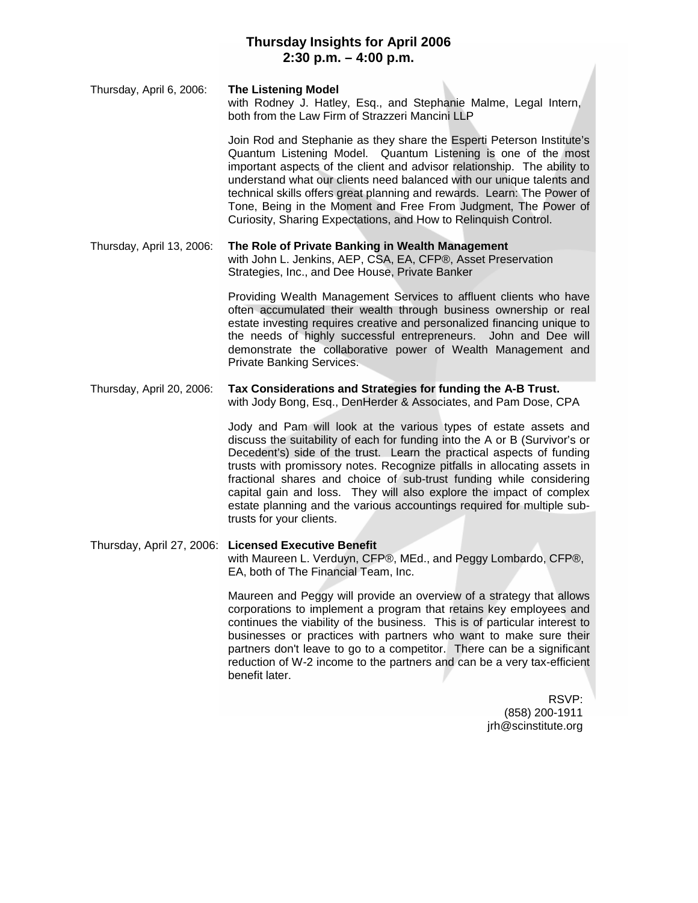# Thursday Insights for April 2006
## 2:30 p.m. – 4:00 p.m.

**Thursday, April 6, 2006: The Listening Model**
with Rodney J. Hatley, Esq., and Stephanie Malme, Legal Intern, both from the Law Firm of Strazzeri Mancini LLP

Join Rod and Stephanie as they share the Esperti Peterson Institute's Quantum Listening Model. Quantum Listening is one of the most important aspects of the client and advisor relationship. The ability to understand what our clients need balanced with our unique talents and technical skills offers great planning and rewards. Learn: The Power of Tone, Being in the Moment and Free From Judgment, The Power of Curiosity, Sharing Expectations, and How to Relinquish Control.

**Thursday, April 13, 2006: The Role of Private Banking in Wealth Management**
with John L. Jenkins, AEP, CSA, EA, CFP®, Asset Preservation Strategies, Inc., and Dee House, Private Banker

Providing Wealth Management Services to affluent clients who have often accumulated their wealth through business ownership or real estate investing requires creative and personalized financing unique to the needs of highly successful entrepreneurs. John and Dee will demonstrate the collaborative power of Wealth Management and Private Banking Services.

**Thursday, April 20, 2006: Tax Considerations and Strategies for funding the A-B Trust.**
with Jody Bong, Esq., DenHerder & Associates, and Pam Dose, CPA

Jody and Pam will look at the various types of estate assets and discuss the suitability of each for funding into the A or B (Survivor's or Decedent's) side of the trust. Learn the practical aspects of funding trusts with promissory notes. Recognize pitfalls in allocating assets in fractional shares and choice of sub-trust funding while considering capital gain and loss. They will also explore the impact of complex estate planning and the various accountings required for multiple sub-trusts for your clients.

**Thursday, April 27, 2006: Licensed Executive Benefit**
with Maureen L. Verduyn, CFP®, MEd., and Peggy Lombardo, CFP®, EA, both of The Financial Team, Inc.

Maureen and Peggy will provide an overview of a strategy that allows corporations to implement a program that retains key employees and continues the viability of the business. This is of particular interest to businesses or practices with partners who want to make sure their partners don't leave to go to a competitor. There can be a significant reduction of W-2 income to the partners and can be a very tax-efficient benefit later.

RSVP:
(858) 200-1911
jrh@scinstitute.org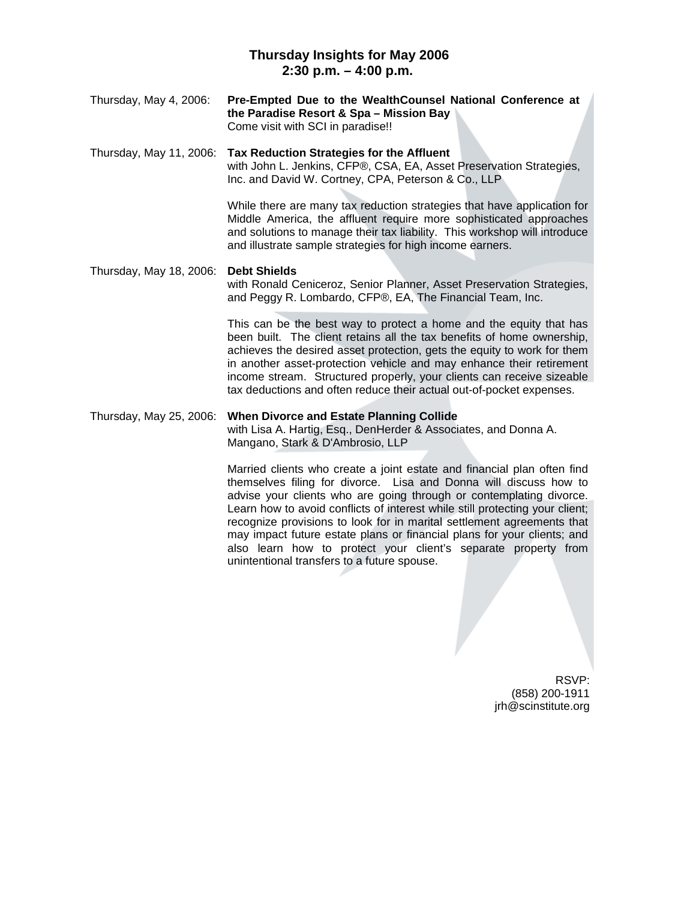# Thursday Insights for May 2006
## 2:30 p.m. – 4:00 p.m.

Thursday, May 4, 2006: **Pre-Empted Due to the WealthCounsel National Conference at the Paradise Resort & Spa – Mission Bay**
Come visit with SCI in paradise!!

Thursday, May 11, 2006: **Tax Reduction Strategies for the Affluent**
with John L. Jenkins, CFP®, CSA, EA, Asset Preservation Strategies, Inc. and David W. Cortney, CPA, Peterson & Co., LLP

While there are many tax reduction strategies that have application for Middle America, the affluent require more sophisticated approaches and solutions to manage their tax liability. This workshop will introduce and illustrate sample strategies for high income earners.

Thursday, May 18, 2006: **Debt Shields**
with Ronald Ceniceroz, Senior Planner, Asset Preservation Strategies, and Peggy R. Lombardo, CFP®, EA, The Financial Team, Inc.

This can be the best way to protect a home and the equity that has been built. The client retains all the tax benefits of home ownership, achieves the desired asset protection, gets the equity to work for them in another asset-protection vehicle and may enhance their retirement income stream. Structured properly, your clients can receive sizeable tax deductions and often reduce their actual out-of-pocket expenses.

Thursday, May 25, 2006: **When Divorce and Estate Planning Collide**
with Lisa A. Hartig, Esq., DenHerder & Associates, and Donna A. Mangano, Stark & D'Ambrosio, LLP

Married clients who create a joint estate and financial plan often find themselves filing for divorce. Lisa and Donna will discuss how to advise your clients who are going through or contemplating divorce. Learn how to avoid conflicts of interest while still protecting your client; recognize provisions to look for in marital settlement agreements that may impact future estate plans or financial plans for your clients; and also learn how to protect your client's separate property from unintentional transfers to a future spouse.

RSVP:
(858) 200-1911
jrh@scinstitute.org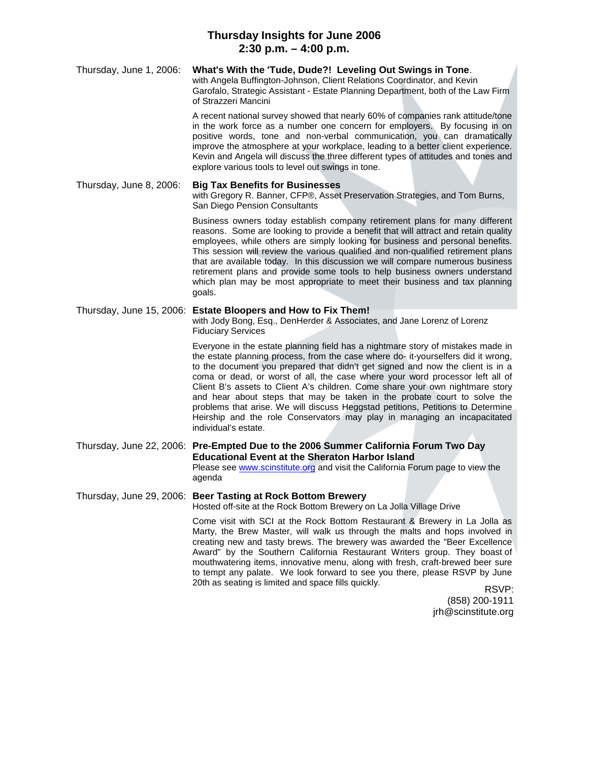# Thursday Insights for June 2006
## 2:30 p.m. – 4:00 p.m.

**Thursday, June 1, 2006: What's With the 'Tude, Dude?! Leveling Out Swings in Tone**.
with Angela Buffington-Johnson, Client Relations Coordinator, and Kevin Garofalo, Strategic Assistant - Estate Planning Department, both of the Law Firm of Strazzeri Mancini

A recent national survey showed that nearly 60% of companies rank attitude/tone in the work force as a number one concern for employers. By focusing in on positive words, tone and non-verbal communication, you can dramatically improve the atmosphere at your workplace, leading to a better client experience. Kevin and Angela will discuss the three different types of attitudes and tones and explore various tools to level out swings in tone.

**Thursday, June 8, 2006: Big Tax Benefits for Businesses**
with Gregory R. Banner, CFP®, Asset Preservation Strategies, and Tom Burns, San Diego Pension Consultants

Business owners today establish company retirement plans for many different reasons. Some are looking to provide a benefit that will attract and retain quality employees, while others are simply looking for business and personal benefits. This session will review the various qualified and non-qualified retirement plans that are available today. In this discussion we will compare numerous business retirement plans and provide some tools to help business owners understand which plan may be most appropriate to meet their business and tax planning goals.

**Thursday, June 15, 2006: Estate Bloopers and How to Fix Them!**
with Jody Bong, Esq., DenHerder & Associates, and Jane Lorenz of Lorenz Fiduciary Services

Everyone in the estate planning field has a nightmare story of mistakes made in the estate planning process, from the case where do- it-yourselfers did it wrong, to the document you prepared that didn't get signed and now the client is in a coma or dead, or worst of all, the case where your word processor left all of Client B's assets to Client A's children. Come share your own nightmare story and hear about steps that may be taken in the probate court to solve the problems that arise. We will discuss Heggstad petitions, Petitions to Determine Heirship and the role Conservators may play in managing an incapacitated individual's estate.

**Thursday, June 22, 2006: Pre-Empted Due to the 2006 Summer California Forum Two Day Educational Event at the Sheraton Harbor Island**
Please see www.scinstitute.org and visit the California Forum page to view the agenda

**Thursday, June 29, 2006: Beer Tasting at Rock Bottom Brewery**
Hosted off-site at the Rock Bottom Brewery on La Jolla Village Drive

Come visit with SCI at the Rock Bottom Restaurant & Brewery in La Jolla as Marty, the Brew Master, will walk us through the malts and hops involved in creating new and tasty brews. The brewery was awarded the "Beer Excellence Award" by the Southern California Restaurant Writers group. They boast of mouthwatering items, innovative menu, along with fresh, craft-brewed beer sure to tempt any palate. We look forward to see you there, please RSVP by June 20th as seating is limited and space fills quickly.

RSVP:
(858) 200-1911
jrh@scinstitute.org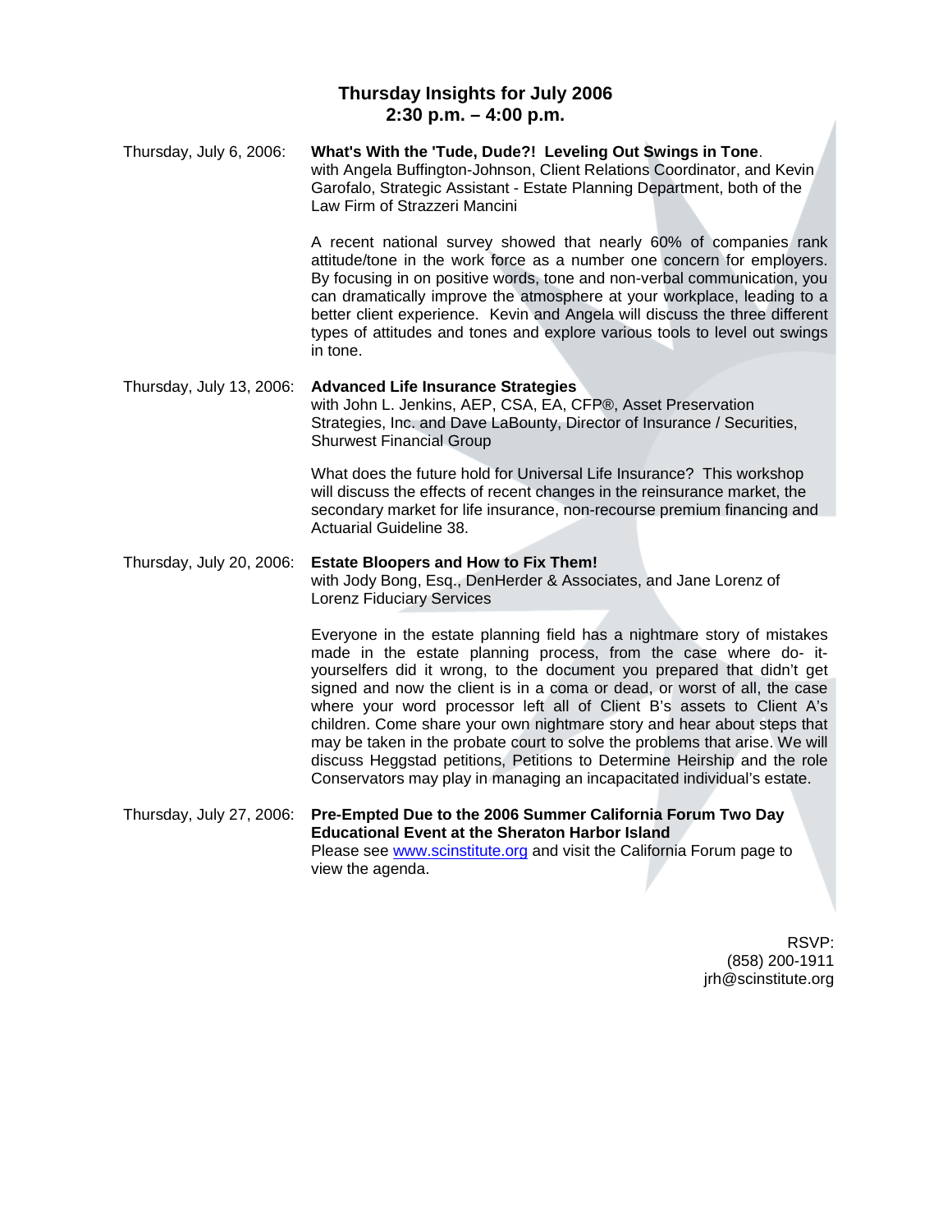## Thursday Insights for July 2006
## 2:30 p.m. – 4:00 p.m.

Thursday, July 6, 2006: **What's With the 'Tude, Dude?! Leveling Out Swings in Tone**.
with Angela Buffington-Johnson, Client Relations Coordinator, and Kevin Garofalo, Strategic Assistant - Estate Planning Department, both of the Law Firm of Strazzeri Mancini

A recent national survey showed that nearly 60% of companies rank attitude/tone in the work force as a number one concern for employers. By focusing in on positive words, tone and non-verbal communication, you can dramatically improve the atmosphere at your workplace, leading to a better client experience. Kevin and Angela will discuss the three different types of attitudes and tones and explore various tools to level out swings in tone.

Thursday, July 13, 2006: **Advanced Life Insurance Strategies**
with John L. Jenkins, AEP, CSA, EA, CFP®, Asset Preservation Strategies, Inc. and Dave LaBounty, Director of Insurance / Securities, Shurwest Financial Group

What does the future hold for Universal Life Insurance? This workshop will discuss the effects of recent changes in the reinsurance market, the secondary market for life insurance, non-recourse premium financing and Actuarial Guideline 38.

Thursday, July 20, 2006: **Estate Bloopers and How to Fix Them!**
with Jody Bong, Esq., DenHerder & Associates, and Jane Lorenz of Lorenz Fiduciary Services

Everyone in the estate planning field has a nightmare story of mistakes made in the estate planning process, from the case where do- it-yourselfers did it wrong, to the document you prepared that didn't get signed and now the client is in a coma or dead, or worst of all, the case where your word processor left all of Client B's assets to Client A's children. Come share your own nightmare story and hear about steps that may be taken in the probate court to solve the problems that arise. We will discuss Heggstad petitions, Petitions to Determine Heirship and the role Conservators may play in managing an incapacitated individual's estate.

Thursday, July 27, 2006: **Pre-Empted Due to the 2006 Summer California Forum Two Day Educational Event at the Sheraton Harbor Island**
Please see www.scinstitute.org and visit the California Forum page to view the agenda.

RSVP:
(858) 200-1911
jrh@scinstitute.org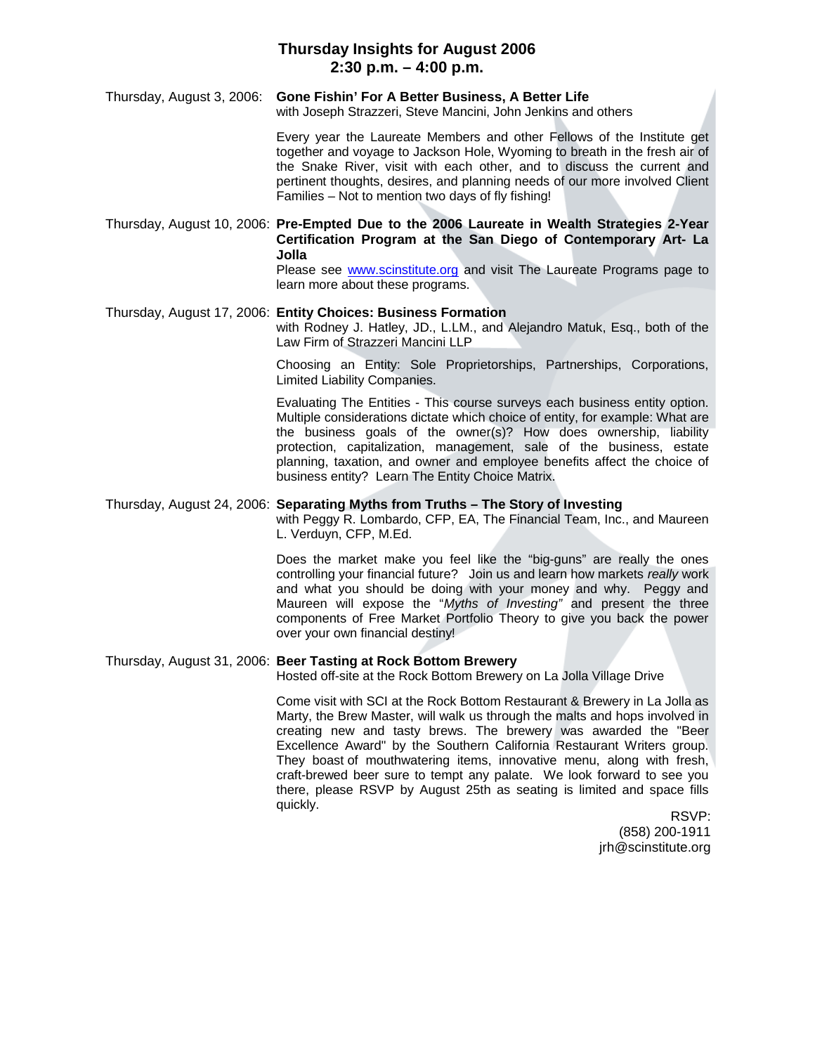## Thursday Insights for August 2006
## 2:30 p.m. – 4:00 p.m.

Thursday, August 3, 2006: **Gone Fishin' For A Better Business, A Better Life**
with Joseph Strazzeri, Steve Mancini, John Jenkins and others

Every year the Laureate Members and other Fellows of the Institute get together and voyage to Jackson Hole, Wyoming to breath in the fresh air of the Snake River, visit with each other, and to discuss the current and pertinent thoughts, desires, and planning needs of our more involved Client Families – Not to mention two days of fly fishing!

Thursday, August 10, 2006: **Pre-Empted Due to the 2006 Laureate in Wealth Strategies 2-Year Certification Program at the San Diego of Contemporary Art- La Jolla**
Please see www.scinstitute.org and visit The Laureate Programs page to learn more about these programs.

Thursday, August 17, 2006: **Entity Choices: Business Formation**
with Rodney J. Hatley, JD., L.LM., and Alejandro Matuk, Esq., both of the Law Firm of Strazzeri Mancini LLP

Choosing an Entity: Sole Proprietorships, Partnerships, Corporations, Limited Liability Companies.

Evaluating The Entities - This course surveys each business entity option. Multiple considerations dictate which choice of entity, for example: What are the business goals of the owner(s)? How does ownership, liability protection, capitalization, management, sale of the business, estate planning, taxation, and owner and employee benefits affect the choice of business entity? Learn The Entity Choice Matrix.

Thursday, August 24, 2006: **Separating Myths from Truths – The Story of Investing**
with Peggy R. Lombardo, CFP, EA, The Financial Team, Inc., and Maureen L. Verduyn, CFP, M.Ed.

Does the market make you feel like the "big-guns" are really the ones controlling your financial future? Join us and learn how markets *really* work and what you should be doing with your money and why. Peggy and Maureen will expose the "*Myths of Investing"* and present the three components of Free Market Portfolio Theory to give you back the power over your own financial destiny!

Thursday, August 31, 2006: **Beer Tasting at Rock Bottom Brewery**
Hosted off-site at the Rock Bottom Brewery on La Jolla Village Drive

Come visit with SCI at the Rock Bottom Restaurant & Brewery in La Jolla as Marty, the Brew Master, will walk us through the malts and hops involved in creating new and tasty brews. The brewery was awarded the "Beer Excellence Award" by the Southern California Restaurant Writers group. They boast of mouthwatering items, innovative menu, along with fresh, craft-brewed beer sure to tempt any palate. We look forward to see you there, please RSVP by August 25th as seating is limited and space fills quickly.

RSVP:
(858) 200-1911
jrh@scinstitute.org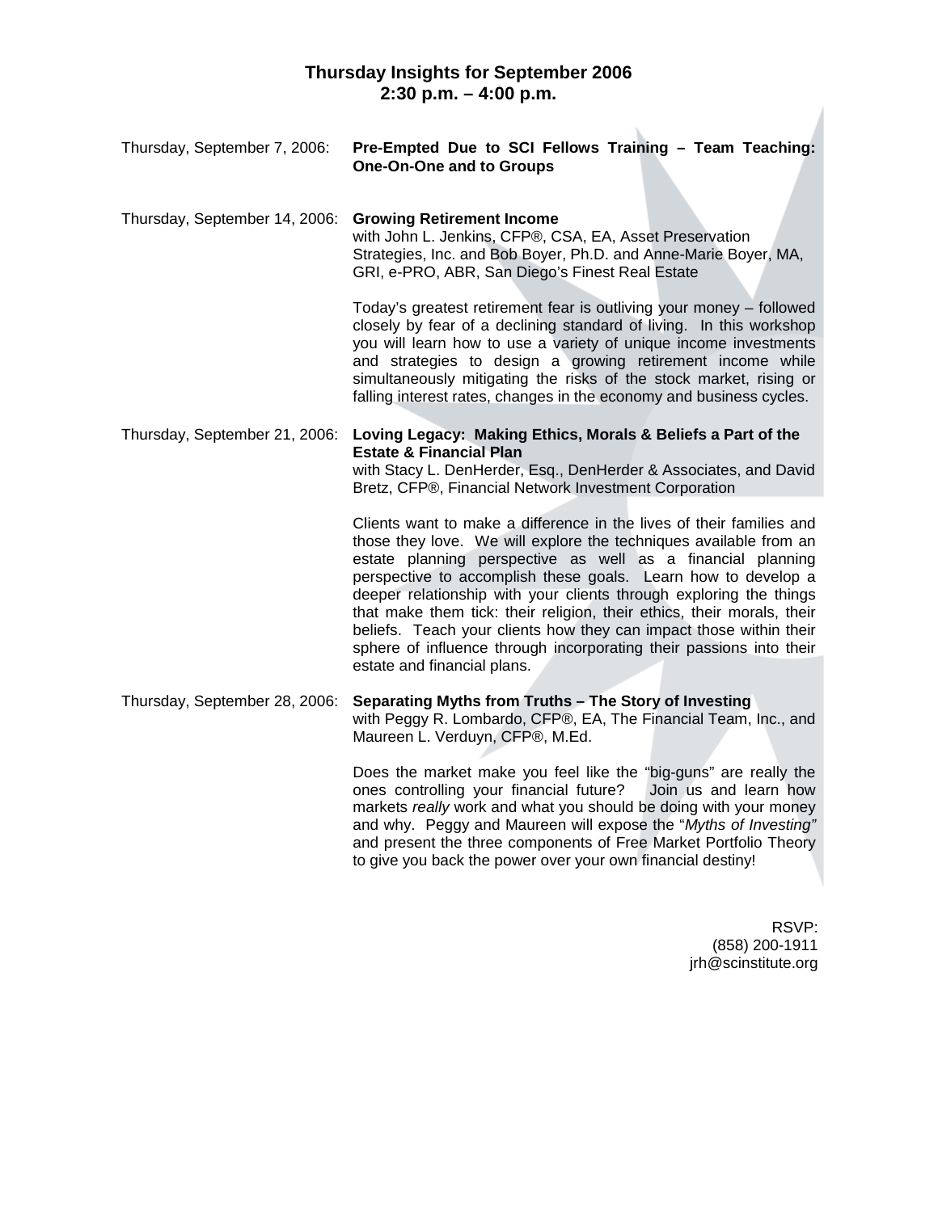## Thursday Insights for September 2006
## 2:30 p.m. – 4:00 p.m.

Thursday, September 7, 2006: **Pre-Empted Due to SCI Fellows Training – Team Teaching: One-On-One and to Groups**

Thursday, September 14, 2006: **Growing Retirement Income**
with John L. Jenkins, CFP®, CSA, EA, Asset Preservation Strategies, Inc. and Bob Boyer, Ph.D. and Anne-Marie Boyer, MA, GRI, e-PRO, ABR, San Diego's Finest Real Estate

Today's greatest retirement fear is outliving your money – followed closely by fear of a declining standard of living. In this workshop you will learn how to use a variety of unique income investments and strategies to design a growing retirement income while simultaneously mitigating the risks of the stock market, rising or falling interest rates, changes in the economy and business cycles.

Thursday, September 21, 2006: **Loving Legacy: Making Ethics, Morals & Beliefs a Part of the Estate & Financial Plan**
with Stacy L. DenHerder, Esq., DenHerder & Associates, and David Bretz, CFP®, Financial Network Investment Corporation

Clients want to make a difference in the lives of their families and those they love. We will explore the techniques available from an estate planning perspective as well as a financial planning perspective to accomplish these goals. Learn how to develop a deeper relationship with your clients through exploring the things that make them tick: their religion, their ethics, their morals, their beliefs. Teach your clients how they can impact those within their sphere of influence through incorporating their passions into their estate and financial plans.

Thursday, September 28, 2006: **Separating Myths from Truths – The Story of Investing**
with Peggy R. Lombardo, CFP®, EA, The Financial Team, Inc., and Maureen L. Verduyn, CFP®, M.Ed.

Does the market make you feel like the "big-guns" are really the ones controlling your financial future? Join us and learn how markets *really* work and what you should be doing with your money and why. Peggy and Maureen will expose the "*Myths of Investing"* and present the three components of Free Market Portfolio Theory to give you back the power over your own financial destiny!

RSVP:
(858) 200-1911
jrh@scinstitute.org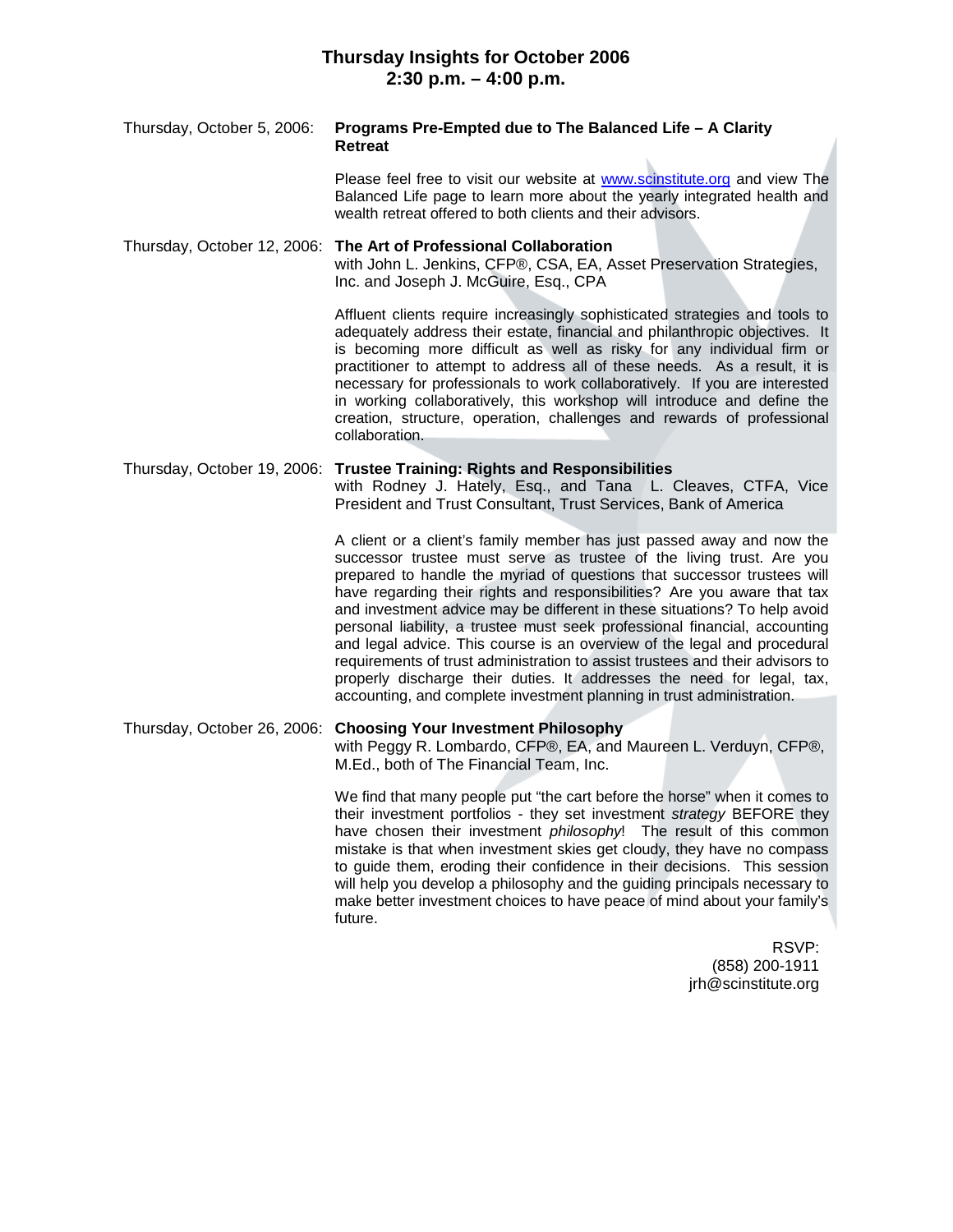# Thursday Insights for October 2006
## 2:30 p.m. – 4:00 p.m.

Thursday, October 5, 2006: **Programs Pre-Empted due to The Balanced Life – A Clarity Retreat**

Please feel free to visit our website at www.scinstitute.org and view The Balanced Life page to learn more about the yearly integrated health and wealth retreat offered to both clients and their advisors.

Thursday, October 12, 2006: **The Art of Professional Collaboration**
with John L. Jenkins, CFP®, CSA, EA, Asset Preservation Strategies, Inc. and Joseph J. McGuire, Esq., CPA

Affluent clients require increasingly sophisticated strategies and tools to adequately address their estate, financial and philanthropic objectives. It is becoming more difficult as well as risky for any individual firm or practitioner to attempt to address all of these needs. As a result, it is necessary for professionals to work collaboratively. If you are interested in working collaboratively, this workshop will introduce and define the creation, structure, operation, challenges and rewards of professional collaboration.

Thursday, October 19, 2006: **Trustee Training: Rights and Responsibilities**
with Rodney J. Hately, Esq., and Tana L. Cleaves, CTFA, Vice President and Trust Consultant, Trust Services, Bank of America

A client or a client's family member has just passed away and now the successor trustee must serve as trustee of the living trust. Are you prepared to handle the myriad of questions that successor trustees will have regarding their rights and responsibilities? Are you aware that tax and investment advice may be different in these situations? To help avoid personal liability, a trustee must seek professional financial, accounting and legal advice. This course is an overview of the legal and procedural requirements of trust administration to assist trustees and their advisors to properly discharge their duties. It addresses the need for legal, tax, accounting, and complete investment planning in trust administration.

Thursday, October 26, 2006: **Choosing Your Investment Philosophy**
with Peggy R. Lombardo, CFP®, EA, and Maureen L. Verduyn, CFP®, M.Ed., both of The Financial Team, Inc.

We find that many people put "the cart before the horse" when it comes to their investment portfolios - they set investment *strategy* BEFORE they have chosen their investment *philosophy*! The result of this common mistake is that when investment skies get cloudy, they have no compass to guide them, eroding their confidence in their decisions. This session will help you develop a philosophy and the guiding principals necessary to make better investment choices to have peace of mind about your family's future.

RSVP:
(858) 200-1911
jrh@scinstitute.org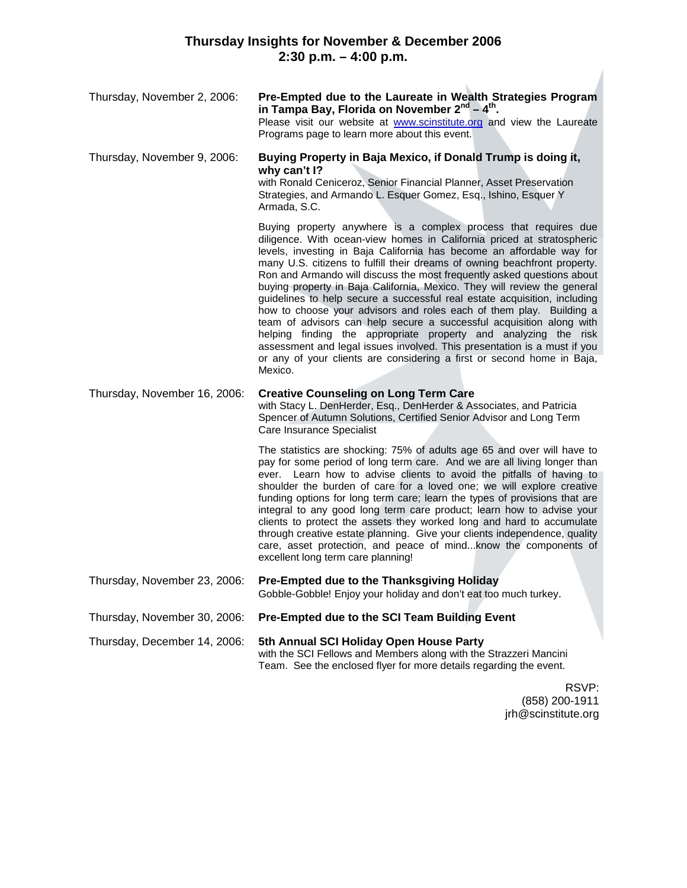## Thursday Insights for November & December 2006
## 2:30 p.m. – 4:00 p.m.

Thursday, November 2, 2006: **Pre-Empted due to the Laureate in Wealth Strategies Program in Tampa Bay, Florida on November 2nd – 4th.**
Please visit our website at www.scinstitute.org and view the Laureate Programs page to learn more about this event.

Thursday, November 9, 2006: **Buying Property in Baja Mexico, if Donald Trump is doing it, why can't I?**
with Ronald Ceniceroz, Senior Financial Planner, Asset Preservation Strategies, and Armando L. Esquer Gomez, Esq., Ishino, Esquer Y Armada, S.C.

Buying property anywhere is a complex process that requires due diligence. With ocean-view homes in California priced at stratospheric levels, investing in Baja California has become an affordable way for many U.S. citizens to fulfill their dreams of owning beachfront property. Ron and Armando will discuss the most frequently asked questions about buying property in Baja California, Mexico. They will review the general guidelines to help secure a successful real estate acquisition, including how to choose your advisors and roles each of them play. Building a team of advisors can help secure a successful acquisition along with helping finding the appropriate property and analyzing the risk assessment and legal issues involved. This presentation is a must if you or any of your clients are considering a first or second home in Baja, Mexico.

Thursday, November 16, 2006: **Creative Counseling on Long Term Care**
with Stacy L. DenHerder, Esq., DenHerder & Associates, and Patricia Spencer of Autumn Solutions, Certified Senior Advisor and Long Term Care Insurance Specialist

The statistics are shocking: 75% of adults age 65 and over will have to pay for some period of long term care. And we are all living longer than ever. Learn how to advise clients to avoid the pitfalls of having to shoulder the burden of care for a loved one; we will explore creative funding options for long term care; learn the types of provisions that are integral to any good long term care product; learn how to advise your clients to protect the assets they worked long and hard to accumulate through creative estate planning. Give your clients independence, quality care, asset protection, and peace of mind...know the components of excellent long term care planning!

Thursday, November 23, 2006: **Pre-Empted due to the Thanksgiving Holiday**
Gobble-Gobble! Enjoy your holiday and don't eat too much turkey.

Thursday, November 30, 2006: **Pre-Empted due to the SCI Team Building Event**

Thursday, December 14, 2006: **5th Annual SCI Holiday Open House Party**
with the SCI Fellows and Members along with the Strazzeri Mancini Team. See the enclosed flyer for more details regarding the event.

RSVP:
(858) 200-1911
jrh@scinstitute.org